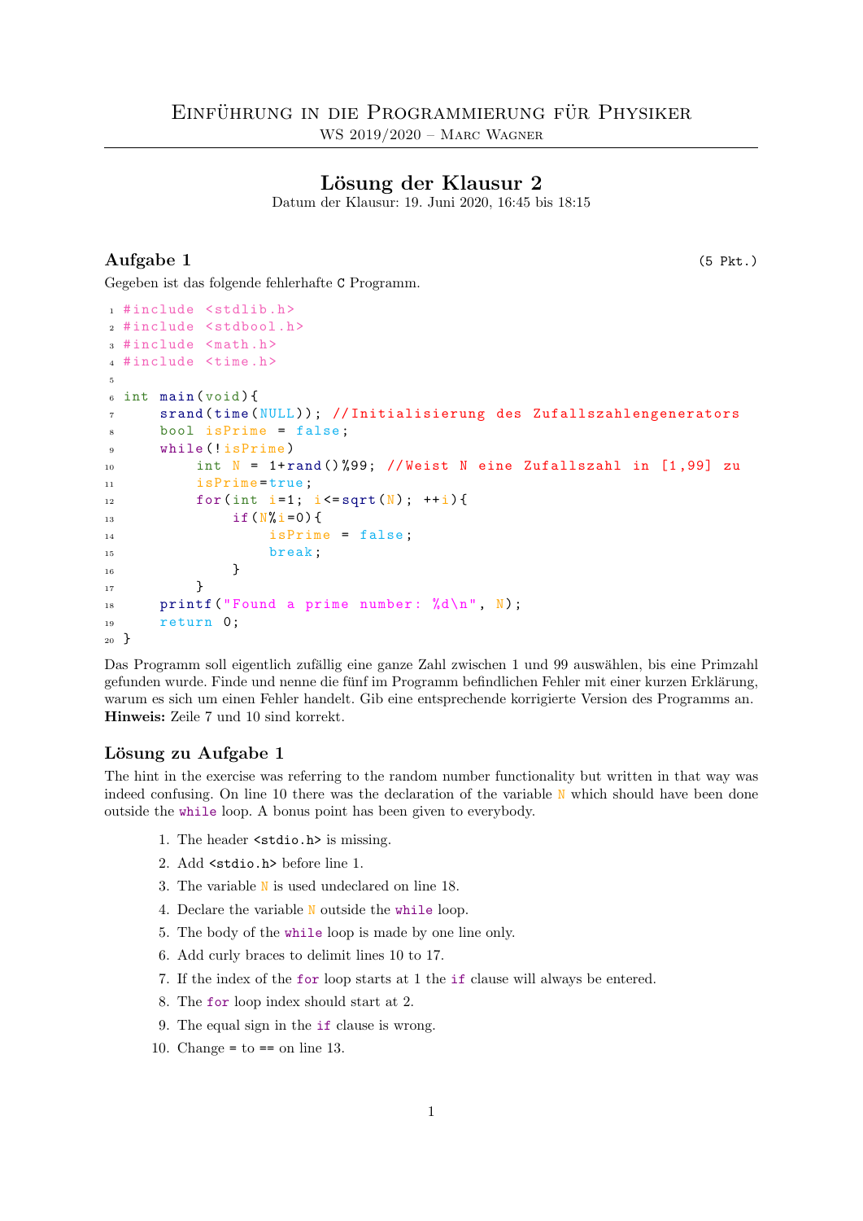# Einführung in die Programmierung für Physiker

WS 2019/2020 – Marc Wagner

---

## Lösung der Klausur 2

Datum der Klausur: 19. Juni 2020, 16:45 bis 18:15

### Aufgabe 1 (5 Pkt.)

Gegeben ist das folgende fehlerhafte C Programm.

```c
#include <stdlib.h>
#include <stdbool.h>
#include <math.h>
#include <time.h>

int main(void){
    srand(time(NULL)); //Initialisierung des Zufallszahlengenerators
    bool isPrime = false;
    while(!isPrime)
        int N = 1+rand()%99; //Weist N eine Zufallszahl in [1,99] zu
        isPrime=true;
        for(int i=1; i<=sqrt(N); ++i){
            if(N%i=0){
                isPrime = false;
                break;
            }
        }
    printf("Found a prime number: %d\n", N);
    return 0;
}
```

Das Programm soll eigentlich zufällig eine ganze Zahl zwischen 1 und 99 auswählen, bis eine Primzahl gefunden wurde. Finde und nenne die fünf im Programm befindlichen Fehler mit einer kurzen Erklärung, warum es sich um einen Fehler handelt. Gib eine entsprechende korrigierte Version des Programms an.
**Hinweis:** Zeile 7 und 10 sind korrekt.

### Lösung zu Aufgabe 1

The hint in the exercise was referring to the random number functionality but written in that way was indeed confusing. On line 10 there was the declaration of the variable N which should have been done outside the while loop. A bonus point has been given to everybody.

1. The header <stdio.h> is missing.
2. Add <stdio.h> before line 1.
3. The variable N is used undeclared on line 18.
4. Declare the variable N outside the while loop.
5. The body of the while loop is made by one line only.
6. Add curly braces to delimit lines 10 to 17.
7. If the index of the for loop starts at 1 the if clause will always be entered.
8. The for loop index should start at 2.
9. The equal sign in the if clause is wrong.
10. Change = to == on line 13.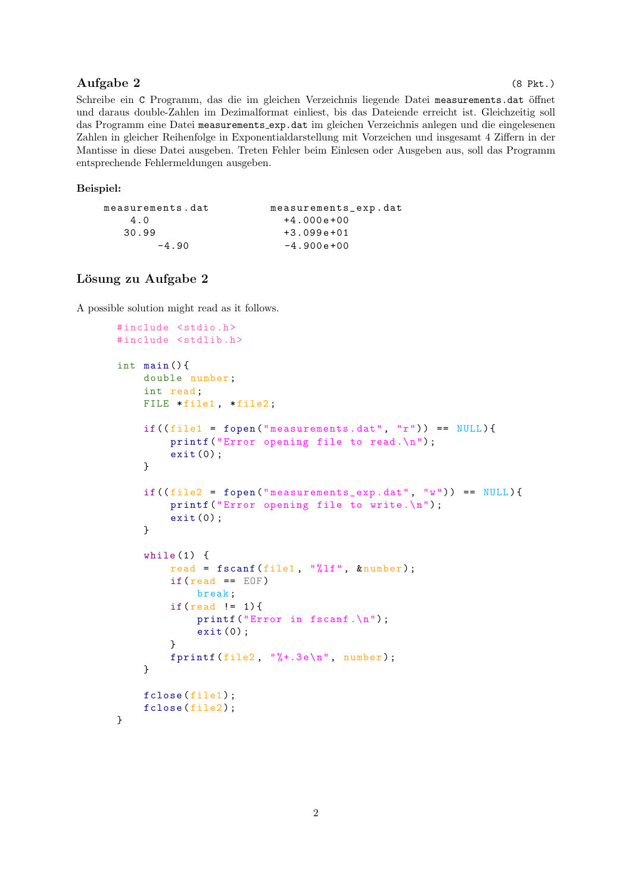## Aufgabe 2 (8 Pkt.)

Schreibe ein C Programm, das die im gleichen Verzeichnis liegende Datei measurements.dat öffnet und daraus double-Zahlen im Dezimalformat einliest, bis das Dateiende erreicht ist. Gleichzeitig soll das Programm eine Datei measurements_exp.dat im gleichen Verzeichnis anlegen und die eingelesenen Zahlen in gleicher Reihenfolge in Exponentialdarstellung mit Vorzeichen und insgesamt 4 Ziffern in der Mantisse in diese Datei ausgeben. Treten Fehler beim Einlesen oder Ausgeben aus, soll das Programm entsprechende Fehlermeldungen ausgeben.

**Beispiel:**

```
measurements.dat         measurements_exp.dat
    4.0                    +4.000e+00
   30.99                   +3.099e+01
        -4.90              -4.900e+00
```

## Lösung zu Aufgabe 2

A possible solution might read as it follows.

```c
#include <stdio.h>
#include <stdlib.h>

int main(){
    double number;
    int read;
    FILE *file1, *file2;

    if((file1 = fopen("measurements.dat", "r")) == NULL){
        printf("Error opening file to read.\n");
        exit(0);
    }

    if((file2 = fopen("measurements_exp.dat", "w")) == NULL){
        printf("Error opening file to write.\n");
        exit(0);
    }

    while(1) {
        read = fscanf(file1, "%lf", &number);
        if(read == EOF)
            break;
        if(read != 1){
            printf("Error in fscanf.\n");
            exit(0);
        }
        fprintf(file2, "%+.3e\n", number);
    }

    fclose(file1);
    fclose(file2);
}
```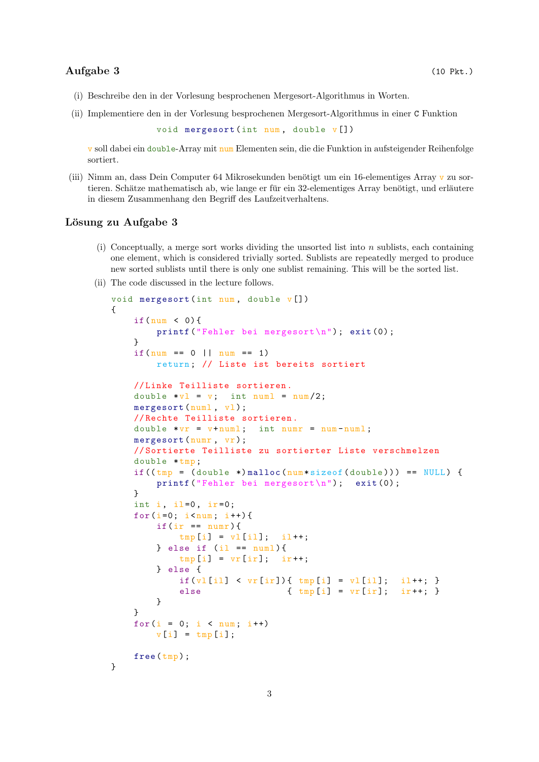## Aufgabe 3 (10 Pkt.)

(i) Beschreibe den in der Vorlesung besprochenen Mergesort-Algorithmus in Worten.

(ii) Implementiere den in der Vorlesung besprochenen Mergesort-Algorithmus in einer C Funktion

```
void mergesort(int num, double v[])
```

v soll dabei ein double-Array mit num Elementen sein, die die Funktion in aufsteigender Reihenfolge sortiert.

(iii) Nimm an, dass Dein Computer 64 Mikrosekunden benötigt um ein 16-elementiges Array v zu sortieren. Schätze mathematisch ab, wie lange er für ein 32-elementiges Array benötigt, und erläutere in diesem Zusammenhang den Begriff des Laufzeitverhaltens.

## Lösung zu Aufgabe 3

(i) Conceptually, a merge sort works dividing the unsorted list into $n$ sublists, each containing one element, which is considered trivially sorted. Sublists are repeatedly merged to produce new sorted sublists until there is only one sublist remaining. This will be the sorted list.

(ii) The code discussed in the lecture follows.

```c
void mergesort(int num, double v[])
{
    if(num < 0){
        printf("Fehler bei mergesort\n"); exit(0);
    }
    if(num == 0 || num == 1)
        return; // Liste ist bereits sortiert

    //Linke Teilliste sortieren.
    double *vl = v;  int numl = num/2;
    mergesort(numl, vl);
    //Rechte Teilliste sortieren.
    double *vr = v+numl;  int numr = num-numl;
    mergesort(numr, vr);
    //Sortierte Teilliste zu sortierter Liste verschmelzen
    double *tmp;
    if((tmp = (double *)malloc(num*sizeof(double))) == NULL) {
        printf("Fehler bei mergesort\n");  exit(0);
    }
    int i, il=0, ir=0;
    for(i=0; i<num; i++){
        if(ir == numr){
            tmp[i] = vl[il];  il++;
        } else if (il == numl){
            tmp[i] = vr[ir];  ir++;
        } else {
            if(vl[il] < vr[ir]){ tmp[i] = vl[il];  il++; }
            else                { tmp[i] = vr[ir];  ir++; }
        }
    }
    for(i = 0; i < num; i++)
        v[i] = tmp[i];

    free(tmp);
}
```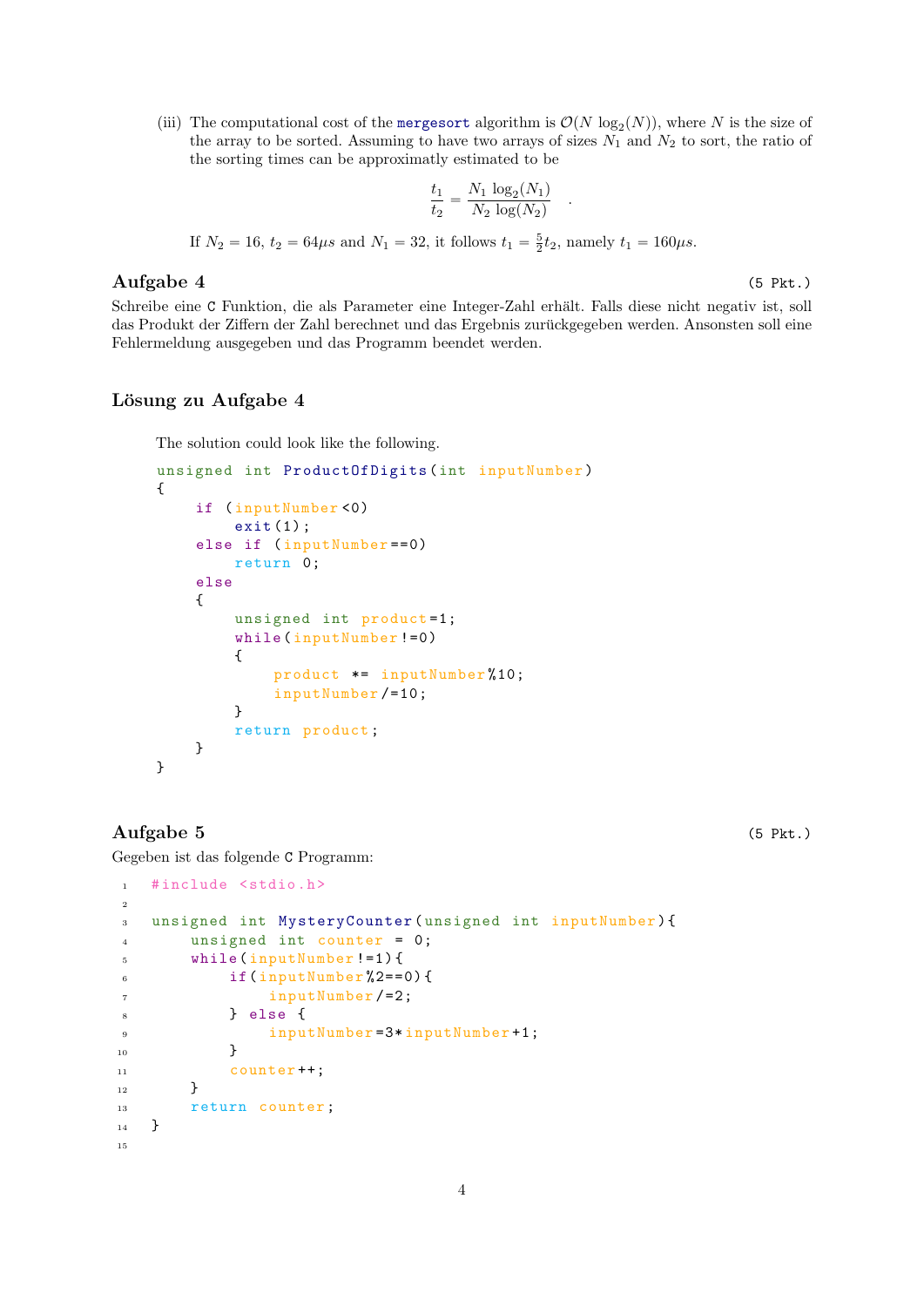(iii) The computational cost of the `mergesort` algorithm is $\mathcal{O}(N\,\log_2(N))$, where $N$ is the size of the array to be sorted. Assuming to have two arrays of sizes $N_1$ and $N_2$ to sort, the ratio of the sorting times can be approximatly estimated to be

$$\frac{t_1}{t_2} = \frac{N_1\,\log_2(N_1)}{N_2\,\log(N_2)} \quad .$$

If $N_2 = 16$, $t_2 = 64\mu s$ and $N_1 = 32$, it follows $t_1 = \frac{5}{2}t_2$, namely $t_1 = 160\mu s$.

## Aufgabe 4 (5 Pkt.)

Schreibe eine `C` Funktion, die als Parameter eine Integer-Zahl erhält. Falls diese nicht negativ ist, soll das Produkt der Ziffern der Zahl berechnet und das Ergebnis zurückgegeben werden. Ansonsten soll eine Fehlermeldung ausgegeben und das Programm beendet werden.

## Lösung zu Aufgabe 4

The solution could look like the following.

```c
unsigned int ProductOfDigits(int inputNumber)
{
    if (inputNumber<0)
        exit(1);
    else if (inputNumber==0)
        return 0;
    else
    {
        unsigned int product=1;
        while(inputNumber!=0)
        {
            product *= inputNumber%10;
            inputNumber/=10;
        }
        return product;
    }
}
```

## Aufgabe 5 (5 Pkt.)

Gegeben ist das folgende `C` Programm:

```c
#include <stdio.h>

unsigned int MysteryCounter(unsigned int inputNumber){
    unsigned int counter = 0;
    while(inputNumber!=1){
        if(inputNumber%2==0){
            inputNumber/=2;
        } else {
            inputNumber=3*inputNumber+1;
        }
        counter++;
    }
    return counter;
}

```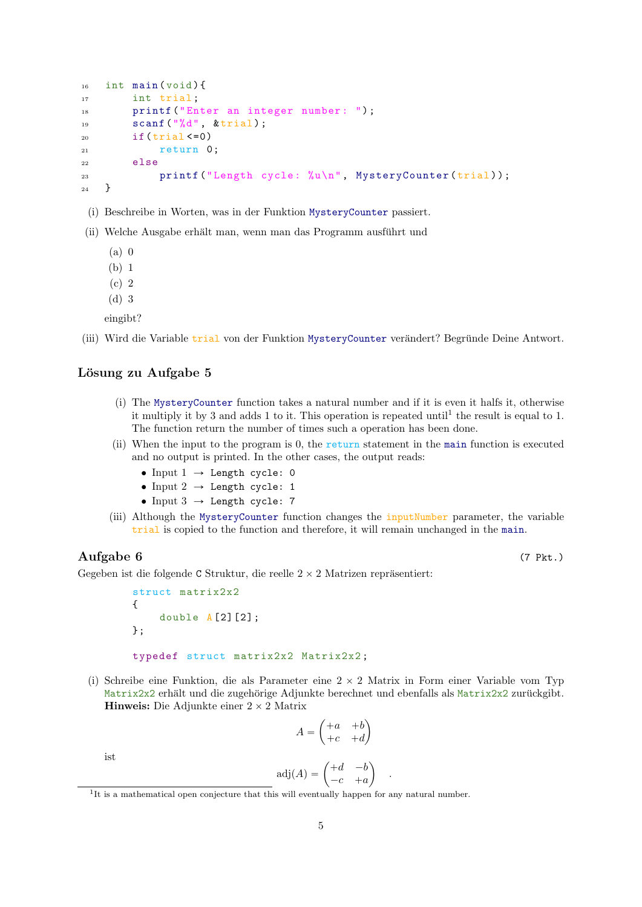```
16  int main(void){
17      int trial;
18      printf("Enter an integer number: ");
19      scanf("%d", &trial);
20      if(trial<=0)
21          return 0;
22      else
23          printf("Length cycle: %u\n", MysteryCounter(trial));
24  }
```

(i) Beschreibe in Worten, was in der Funktion `MysteryCounter` passiert.

(ii) Welche Ausgabe erhält man, wenn man das Programm ausführt und

  (a) 0
  (b) 1
  (c) 2
  (d) 3

  eingibt?

(iii) Wird die Variable `trial` von der Funktion `MysteryCounter` verändert? Begründe Deine Antwort.

## Lösung zu Aufgabe 5

(i) The `MysteryCounter` function takes a natural number and if it is even it halfs it, otherwise it multiply it by 3 and adds 1 to it. This operation is repeated until[1] the result is equal to 1. The function return the number of times such a operation has been done.

(ii) When the input to the program is 0, the `return` statement in the `main` function is executed and no output is printed. In the other cases, the output reads:
  - Input 1 → `Length cycle: 0`
  - Input 2 → `Length cycle: 1`
  - Input 3 → `Length cycle: 7`

(iii) Although the `MysteryCounter` function changes the `inputNumber` parameter, the variable `trial` is copied to the function and therefore, it will remain unchanged in the `main`.

## Aufgabe 6 (7 Pkt.)

Gegeben ist die folgende C Struktur, die reelle $2 \times 2$ Matrizen repräsentiert:

```
struct matrix2x2
{
    double A[2][2];
};

typedef struct matrix2x2 Matrix2x2;
```

(i) Schreibe eine Funktion, die als Parameter eine $2 \times 2$ Matrix in Form einer Variable vom Typ `Matrix2x2` erhält und die zugehörige Adjunkte berechnet und ebenfalls als `Matrix2x2` zurückgibt.
**Hinweis:** Die Adjunkte einer $2 \times 2$ Matrix

$$A = \begin{pmatrix} +a & +b \\ +c & +d \end{pmatrix}$$

ist

$$\text{adj}(A) = \begin{pmatrix} +d & -b \\ -c & +a \end{pmatrix} \quad .$$

---

[1] It is a mathematical open conjecture that this will eventually happen for any natural number.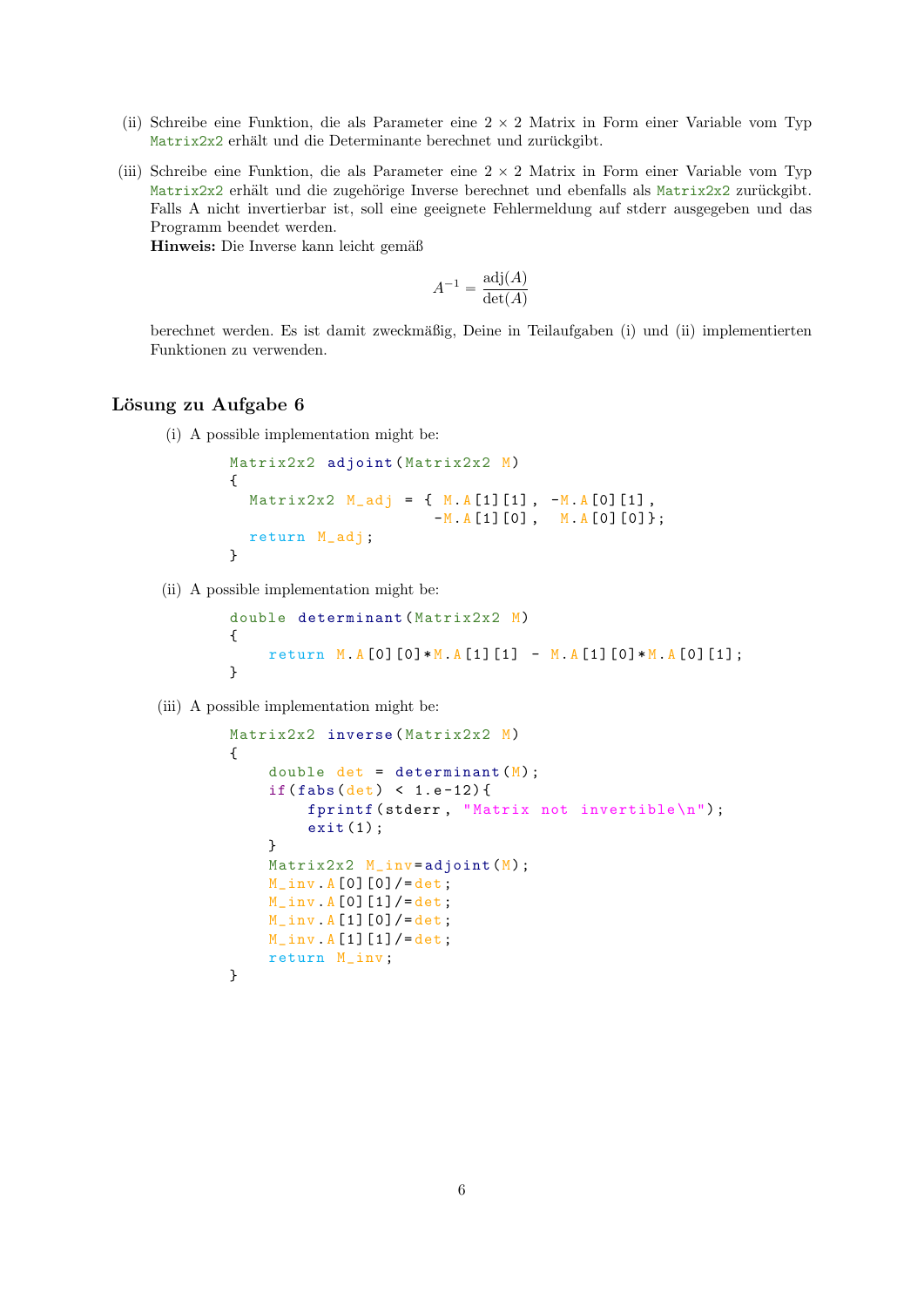(ii) Schreibe eine Funktion, die als Parameter eine $2 \times 2$ Matrix in Form einer Variable vom Typ `Matrix2x2` erhält und die Determinante berechnet und zurückgibt.

(iii) Schreibe eine Funktion, die als Parameter eine $2 \times 2$ Matrix in Form einer Variable vom Typ `Matrix2x2` erhält und die zugehörige Inverse berechnet und ebenfalls als `Matrix2x2` zurückgibt. Falls A nicht invertierbar ist, soll eine geeignete Fehlermeldung auf stderr ausgegeben und das Programm beendet werden.
**Hinweis:** Die Inverse kann leicht gemäß

$$A^{-1} = \frac{\text{adj}(A)}{\det(A)}$$

berechnet werden. Es ist damit zweckmäßig, Deine in Teilaufgaben (i) und (ii) implementierten Funktionen zu verwenden.

## Lösung zu Aufgabe 6

(i) A possible implementation might be:

```
Matrix2x2 adjoint(Matrix2x2 M)
{
  Matrix2x2 M_adj = { M.A[1][1], -M.A[0][1],
                     -M.A[1][0],  M.A[0][0]};
  return M_adj;
}
```

(ii) A possible implementation might be:

```
double determinant(Matrix2x2 M)
{
    return M.A[0][0]*M.A[1][1] - M.A[1][0]*M.A[0][1];
}
```

(iii) A possible implementation might be:

```
Matrix2x2 inverse(Matrix2x2 M)
{
    double det = determinant(M);
    if(fabs(det) < 1.e-12){
        fprintf(stderr, "Matrix not invertible\n");
        exit(1);
    }
    Matrix2x2 M_inv=adjoint(M);
    M_inv.A[0][0]/=det;
    M_inv.A[0][1]/=det;
    M_inv.A[1][0]/=det;
    M_inv.A[1][1]/=det;
    return M_inv;
}
```